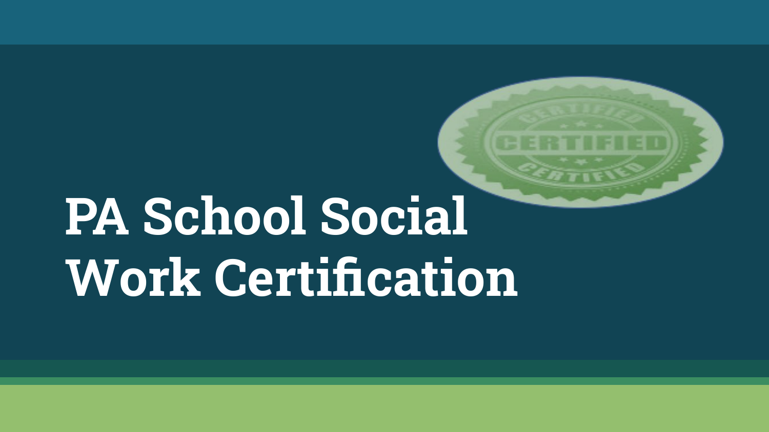# PA School Social Work Certification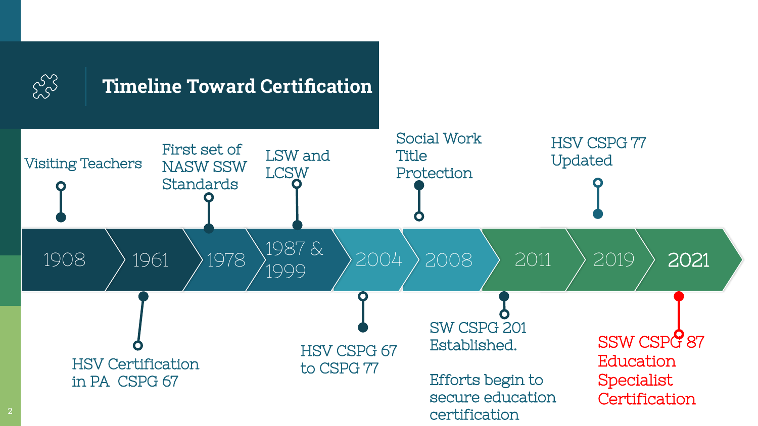# Timeline Toward Certification

- **1908** — Visiting Teachers
- **1961** — HSV Certification in PA CSPG 67
- **1978** — First set of NASW SSW Standards
- **1987 & 1999** — LSW and LCSW
- **2004** — HSV CSPG 67 to CSPG 77
- **2008** — Social Work Title Protection
- **2011** — SW CSPG 201 Established. Efforts begin to secure education certification
- **2019** — HSV CSPG 77 Updated
- **2021** — SSW CSPG 87 Education Specialist Certification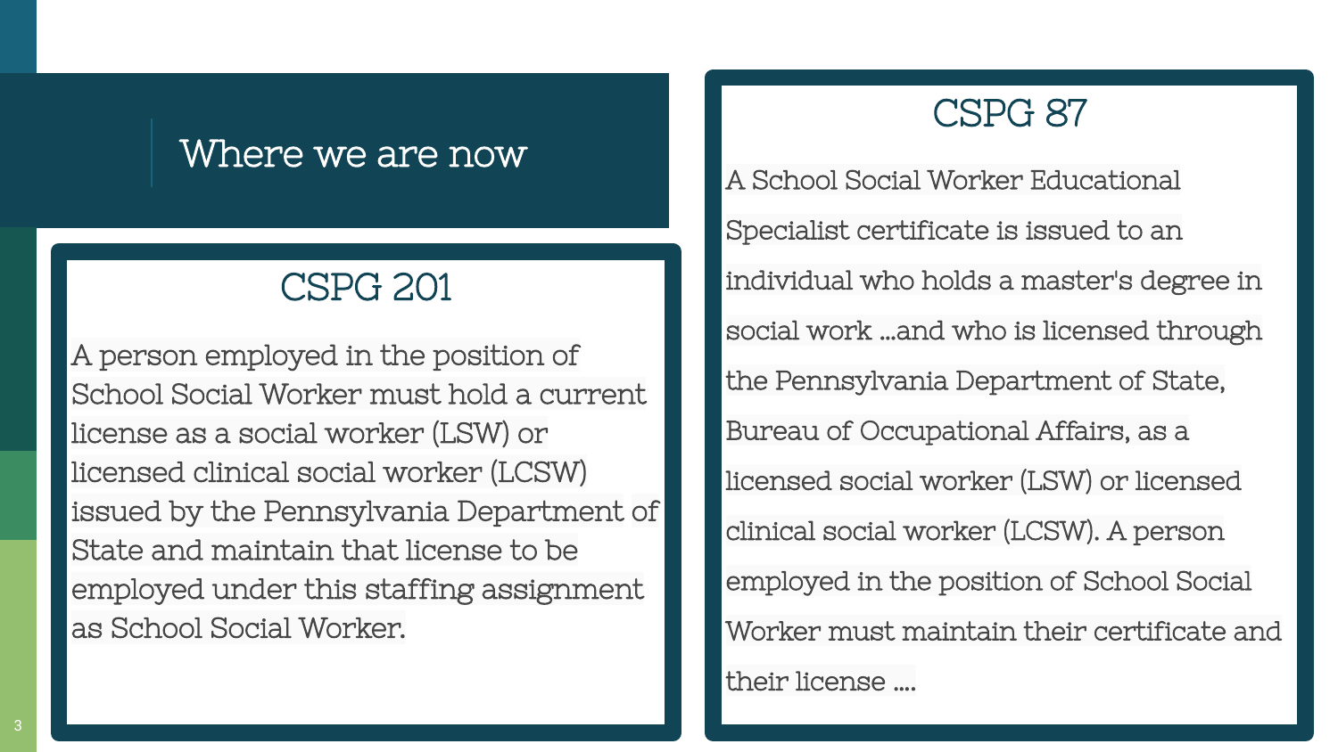# Where we are now

## CSPG 201

A person employed in the position of School Social Worker must hold a current license as a social worker (LSW) or licensed clinical social worker (LCSW) issued by the Pennsylvania Department of State and maintain that license to be employed under this staffing assignment as School Social Worker.

## CSPG 87

A School Social Worker Educational Specialist certificate is issued to an individual who holds a master's degree in social work ...and who is licensed through the Pennsylvania Department of State, Bureau of Occupational Affairs, as a licensed social worker (LSW) or licensed clinical social worker (LCSW). A person employed in the position of School Social Worker must maintain their certificate and their license ....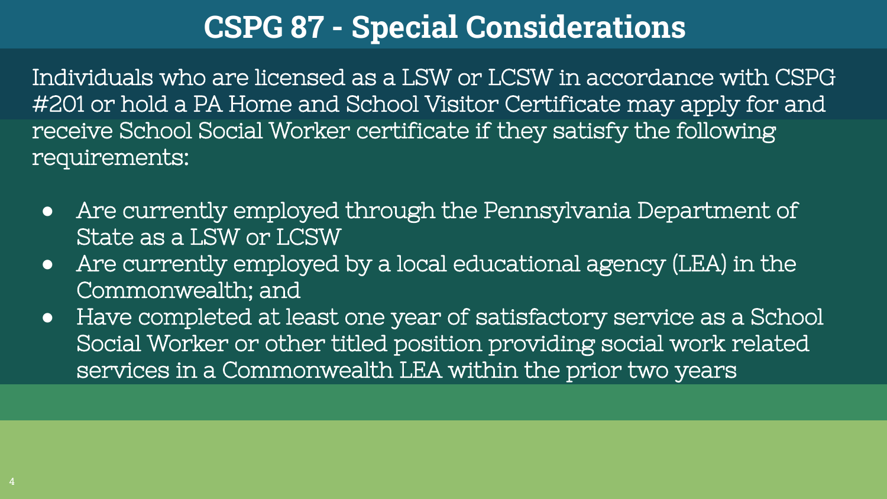# CSPG 87 - Special Considerations

Individuals who are licensed as a LSW or LCSW in accordance with CSPG #201 or hold a PA Home and School Visitor Certificate may apply for and receive School Social Worker certificate if they satisfy the following requirements:

- Are currently employed through the Pennsylvania Department of State as a LSW or LCSW
- Are currently employed by a local educational agency (LEA) in the Commonwealth; and
- Have completed at least one year of satisfactory service as a School Social Worker or other titled position providing social work related services in a Commonwealth LEA within the prior two years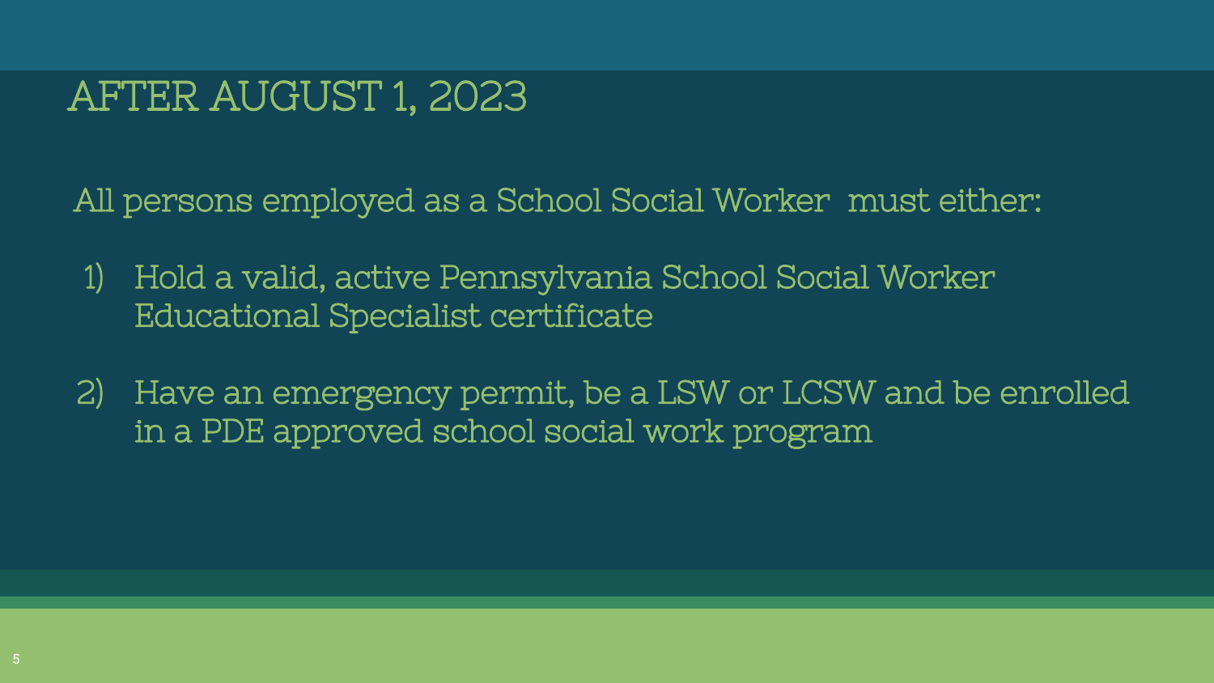# AFTER AUGUST 1, 2023

All persons employed as a School Social Worker must either:

1) Hold a valid, active Pennsylvania School Social Worker Educational Specialist certificate

2) Have an emergency permit, be a LSW or LCSW and be enrolled in a PDE approved school social work program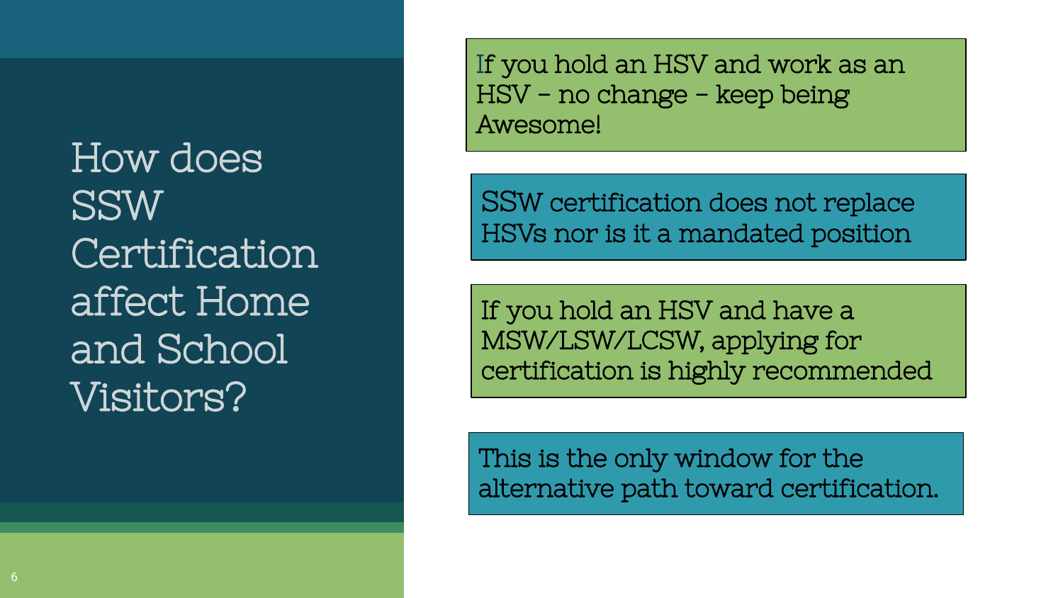# How does SSW Certification affect Home and School Visitors?

If you hold an HSV and work as an HSV – no change – keep being Awesome!

SSW certification does not replace HSVs nor is it a mandated position

If you hold an HSV and have a MSW/LSW/LCSW, applying for certification is highly recommended

This is the only window for the alternative path toward certification.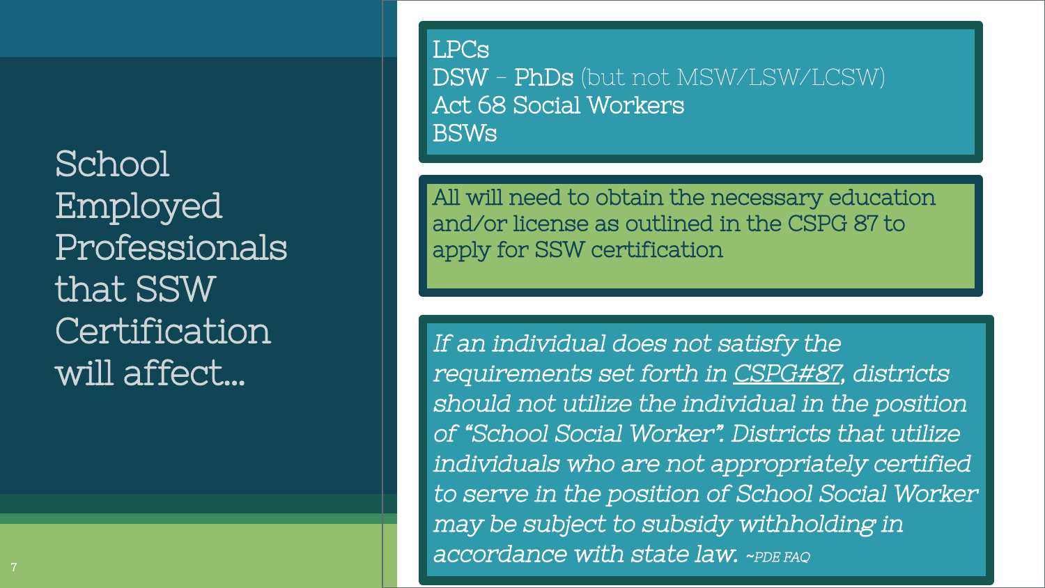# School Employed Professionals that SSW Certification will affect...

- LPCs
- DSW – PhDs (but not MSW/LSW/LCSW)
- Act 68 Social Workers
- BSWs

All will need to obtain the necessary education and/or license as outlined in the CSPG 87 to apply for SSW certification

*If an individual does not satisfy the requirements set forth in CSPG#87, districts should not utilize the individual in the position of "School Social Worker". Districts that utilize individuals who are not appropriately certified to serve in the position of School Social Worker may be subject to subsidy withholding in accordance with state law.* ~PDE FAQ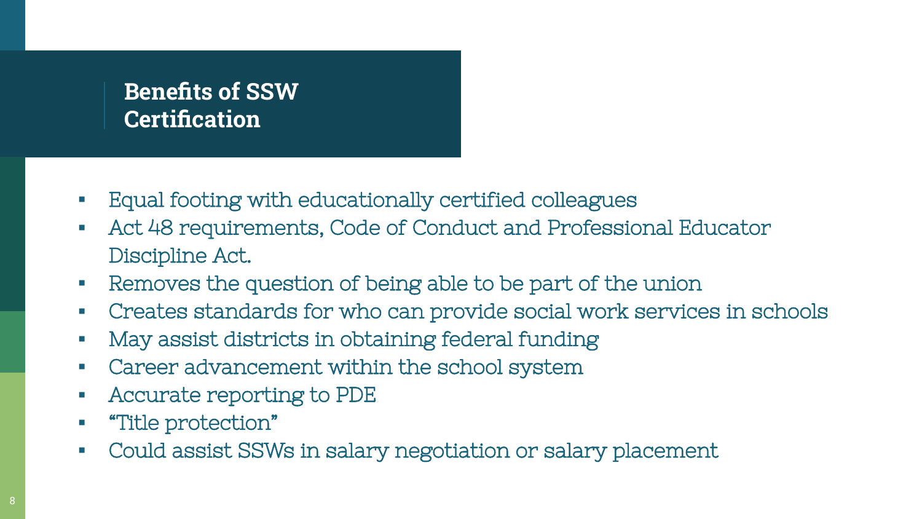# Benefits of SSW Certification

- Equal footing with educationally certified colleagues
- Act 48 requirements, Code of Conduct and Professional Educator Discipline Act.
- Removes the question of being able to be part of the union
- Creates standards for who can provide social work services in schools
- May assist districts in obtaining federal funding
- Career advancement within the school system
- Accurate reporting to PDE
- "Title protection"
- Could assist SSWs in salary negotiation or salary placement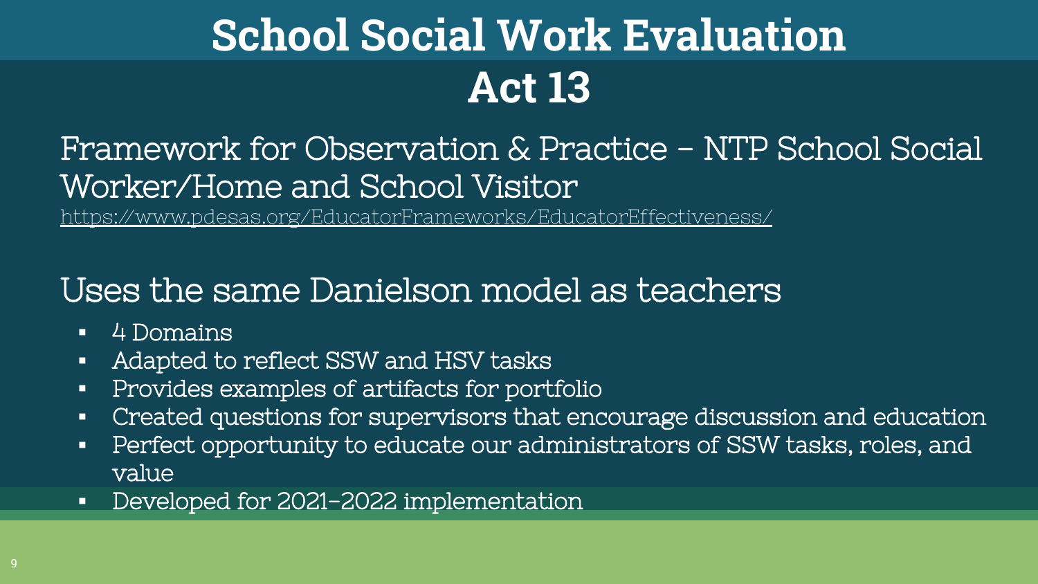# School Social Work Evaluation
# Act 13

Framework for Observation & Practice – NTP School Social Worker/Home and School Visitor

https://www.pdesas.org/EducatorFrameworks/EducatorEffectiveness/

Uses the same Danielson model as teachers

- 4 Domains
- Adapted to reflect SSW and HSV tasks
- Provides examples of artifacts for portfolio
- Created questions for supervisors that encourage discussion and education
- Perfect opportunity to educate our administrators of SSW tasks, roles, and value
- Developed for 2021-2022 implementation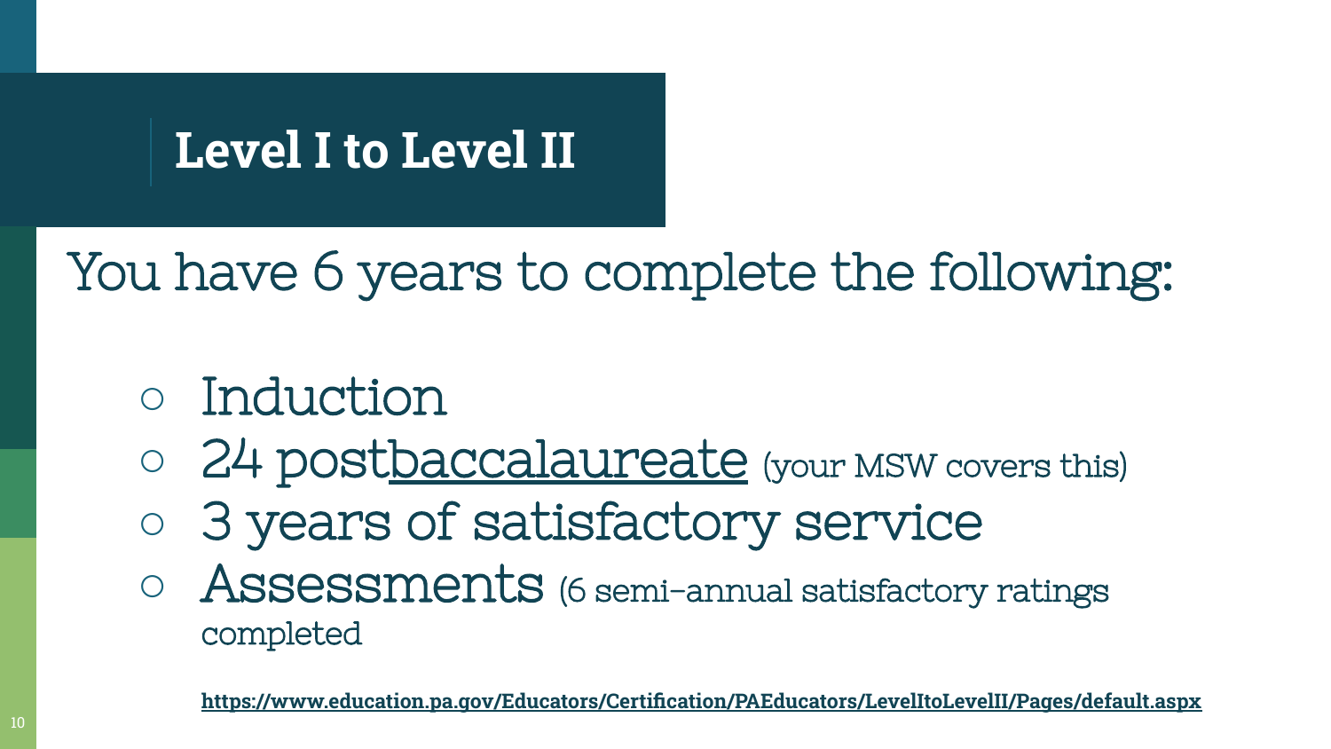# Level I to Level II

You have 6 years to complete the following:

- Induction
- 24 postbaccalaureate (your MSW covers this)
- 3 years of satisfactory service
- Assessments (6 semi-annual satisfactory ratings completed

**https://www.education.pa.gov/Educators/Certification/PAEducators/LevelItoLevelII/Pages/default.aspx**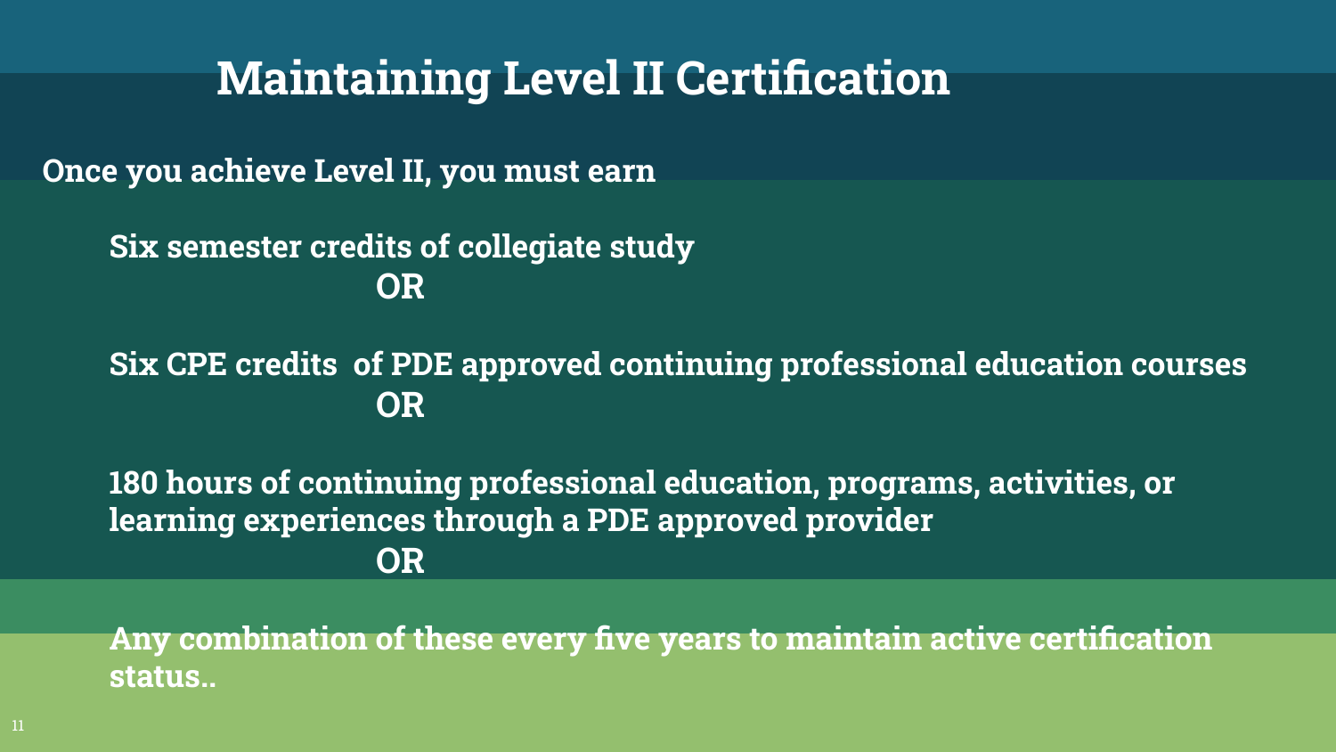# Maintaining Level II Certification

**Once you achieve Level II, you must earn**

**Six semester credits of collegiate study**

**OR**

**Six CPE credits of PDE approved continuing professional education courses**

**OR**

**180 hours of continuing professional education, programs, activities, or learning experiences through a PDE approved provider**

**OR**

**Any combination of these every five years to maintain active certification status..**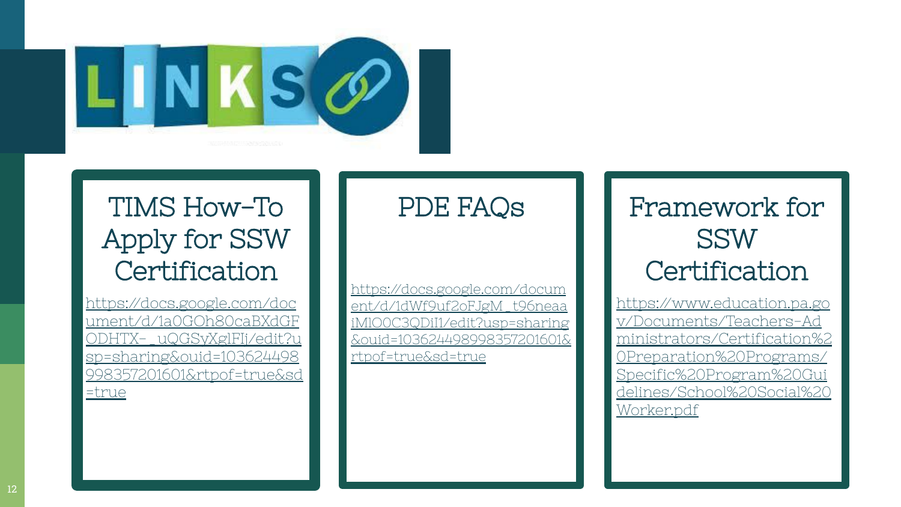# LINKS

## TIMS How-To Apply for SSW Certification

https://docs.google.com/document/d/1a0GOh80caBXdGFODHTX-_uQGSyXglFIj/edit?usp=sharing&ouid=103624498998357201601&rtpof=true&sd=true

## PDE FAQs

https://docs.google.com/document/d/1dWf9uf2oFJgM_t96neaaiMlO0C3QDiI1/edit?usp=sharing&ouid=103624498998357201601&rtpof=true&sd=true

## Framework for SSW Certification

https://www.education.pa.gov/Documents/Teachers-Administrators/Certification%20Preparation%20Programs/Specific%20Program%20Guidelines/School%20Social%20Worker.pdf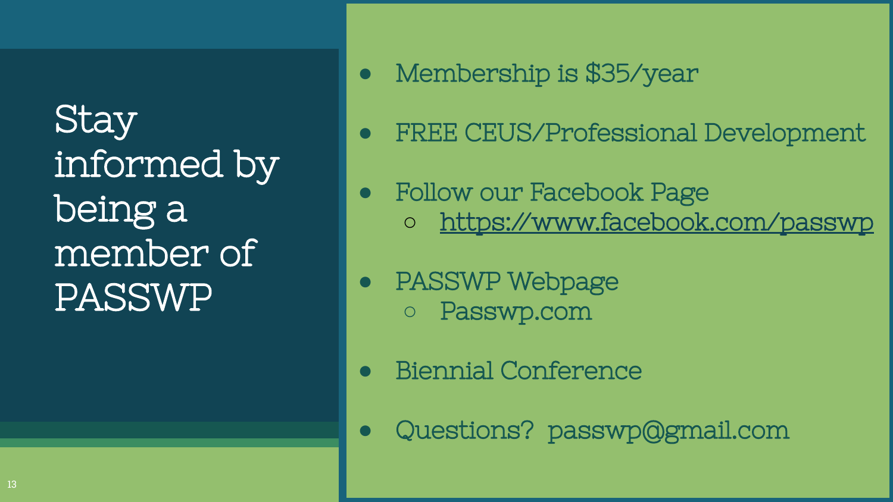# Stay informed by being a member of PASSWP

- Membership is $35/year
- FREE CEUS/Professional Development
- Follow our Facebook Page
  - https://www.facebook.com/passwp
- PASSWP Webpage
  - Passwp.com
- Biennial Conference
- Questions? passwp@gmail.com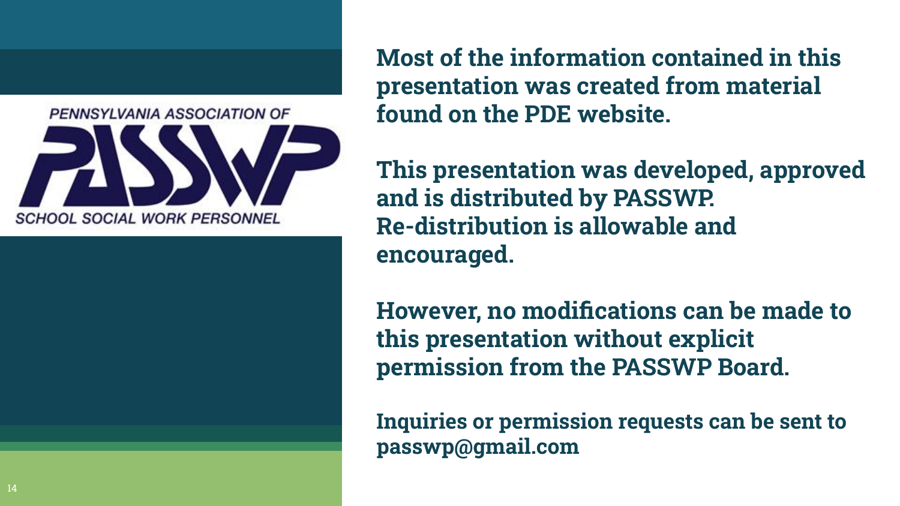PENNSYLVANIA ASSOCIATION OF

PASSWP

SCHOOL SOCIAL WORK PERSONNEL

**Most of the information contained in this presentation was created from material found on the PDE website.**

**This presentation was developed, approved and is distributed by PASSWP. Re-distribution is allowable and encouraged.**

**However, no modifications can be made to this presentation without explicit permission from the PASSWP Board.**

**Inquiries or permission requests can be sent to passwp@gmail.com**